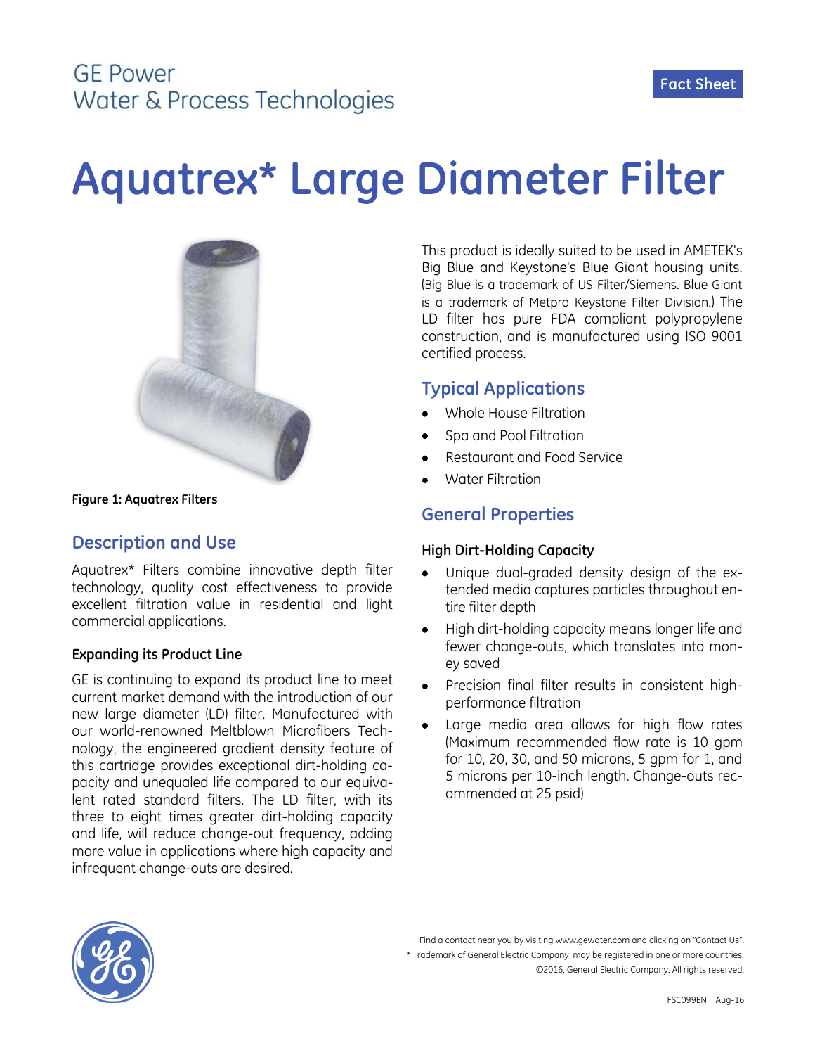GE Power
Water & Process Technologies

Fact Sheet

# Aquatrex* Large Diameter Filter

Figure 1: Aquatrex Filters

## Description and Use

Aquatrex* Filters combine innovative depth filter technology, quality cost effectiveness to provide excellent filtration value in residential and light commercial applications.

### Expanding its Product Line

GE is continuing to expand its product line to meet current market demand with the introduction of our new large diameter (LD) filter. Manufactured with our world-renowned Meltblown Microfibers Technology, the engineered gradient density feature of this cartridge provides exceptional dirt-holding capacity and unequaled life compared to our equivalent rated standard filters. The LD filter, with its three to eight times greater dirt-holding capacity and life, will reduce change-out frequency, adding more value in applications where high capacity and infrequent change-outs are desired.

This product is ideally suited to be used in AMETEK's Big Blue and Keystone's Blue Giant housing units. (Big Blue is a trademark of US Filter/Siemens. Blue Giant is a trademark of Metpro Keystone Filter Division.) The LD filter has pure FDA compliant polypropylene construction, and is manufactured using ISO 9001 certified process.

## Typical Applications

- Whole House Filtration
- Spa and Pool Filtration
- Restaurant and Food Service
- Water Filtration

## General Properties

### High Dirt-Holding Capacity

- Unique dual-graded density design of the extended media captures particles throughout entire filter depth
- High dirt-holding capacity means longer life and fewer change-outs, which translates into money saved
- Precision final filter results in consistent high-performance filtration
- Large media area allows for high flow rates (Maximum recommended flow rate is 10 gpm for 10, 20, 30, and 50 microns, 5 gpm for 1, and 5 microns per 10-inch length. Change-outs recommended at 25 psid)

Find a contact near you by visiting www.gewater.com and clicking on "Contact Us".
* Trademark of General Electric Company; may be registered in one or more countries.
©2016, General Electric Company. All rights reserved.

FS1099EN Aug-16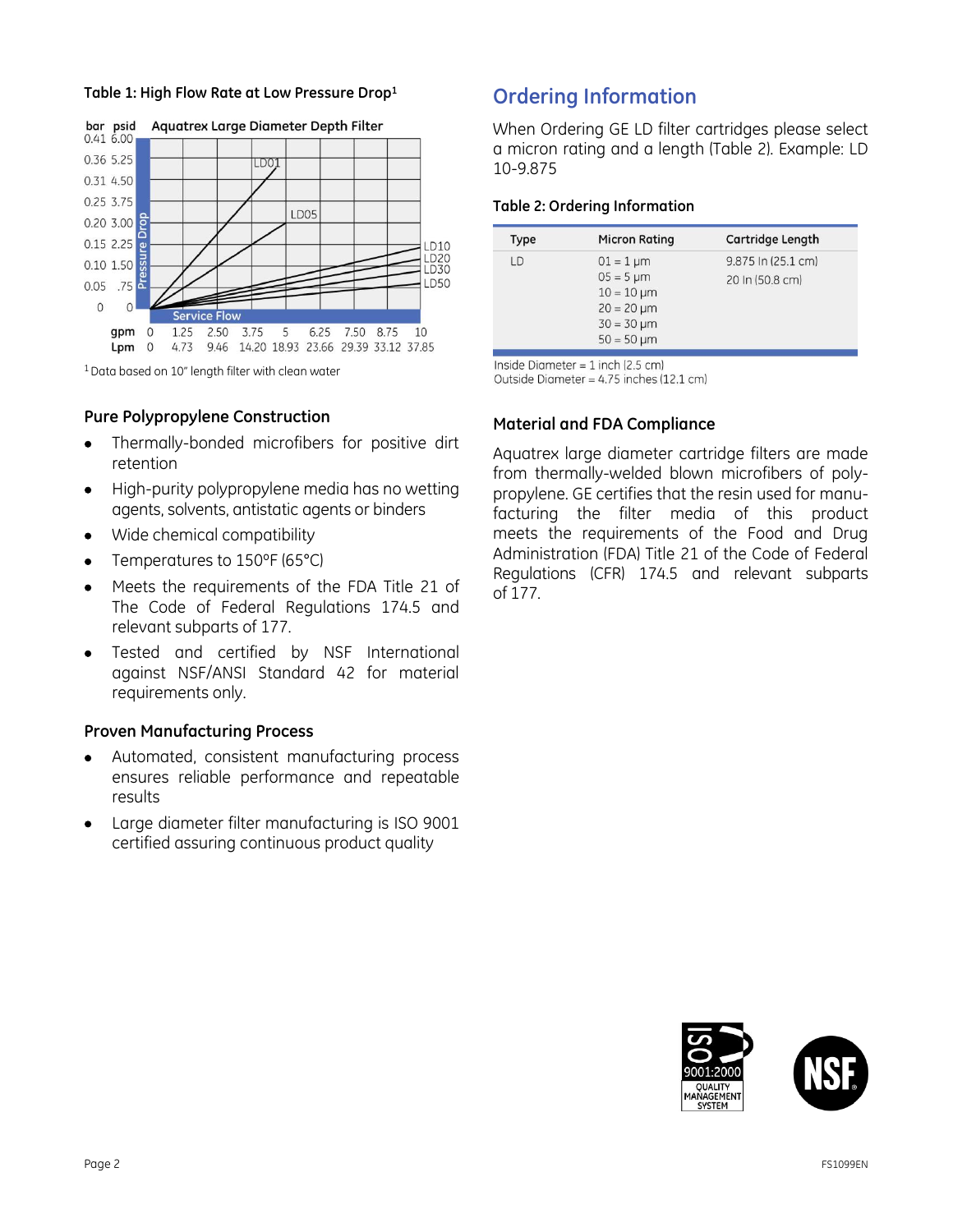**Table 1: High Flow Rate at Low Pressure Drop**[1]

bar psid Aquatrex Large Diameter Depth Filter

0.41 6.00
0.36 5.25
0.31 4.50
0.25 3.75
0.20 3.00
0.15 2.25
0.10 1.50
0.05 .75
0 0

Pressure Drop

LD01
LD05
LD10
LD20
LD30
LD50

Service Flow

gpm 0 1.25 2.50 3.75 5 6.25 7.50 8.75 10
Lpm 0 4.73 9.46 14.20 18.93 23.66 29.39 33.12 37.85

[1] Data based on 10" length filter with clean water

### Pure Polypropylene Construction

- Thermally-bonded microfibers for positive dirt retention
- High-purity polypropylene media has no wetting agents, solvents, antistatic agents or binders
- Wide chemical compatibility
- Temperatures to 150°F (65°C)
- Meets the requirements of the FDA Title 21 of The Code of Federal Regulations 174.5 and relevant subparts of 177.
- Tested and certified by NSF International against NSF/ANSI Standard 42 for material requirements only.

### Proven Manufacturing Process

- Automated, consistent manufacturing process ensures reliable performance and repeatable results
- Large diameter filter manufacturing is ISO 9001 certified assuring continuous product quality

## Ordering Information

When Ordering GE LD filter cartridges please select a micron rating and a length (Table 2). Example: LD 10-9.875

**Table 2: Ordering Information**

| Type | Micron Rating | Cartridge Length |
|---|---|---|
| LD | 01 = 1 µm<br>05 = 5 µm<br>10 = 10 µm<br>20 = 20 µm<br>30 = 30 µm<br>50 = 50 µm | 9.875 In (25.1 cm)<br>20 In (50.8 cm) |

Inside Diameter = 1 inch (2.5 cm)
Outside Diameter = 4.75 inches (12.1 cm)

### Material and FDA Compliance

Aquatrex large diameter cartridge filters are made from thermally-welded blown microfibers of polypropylene. GE certifies that the resin used for manufacturing the filter media of this product meets the requirements of the Food and Drug Administration (FDA) Title 21 of the Code of Federal Regulations (CFR) 174.5 and relevant subparts of 177.

ISO 9001:2000 QUALITY MANAGEMENT SYSTEM

NSF

FS1099EN